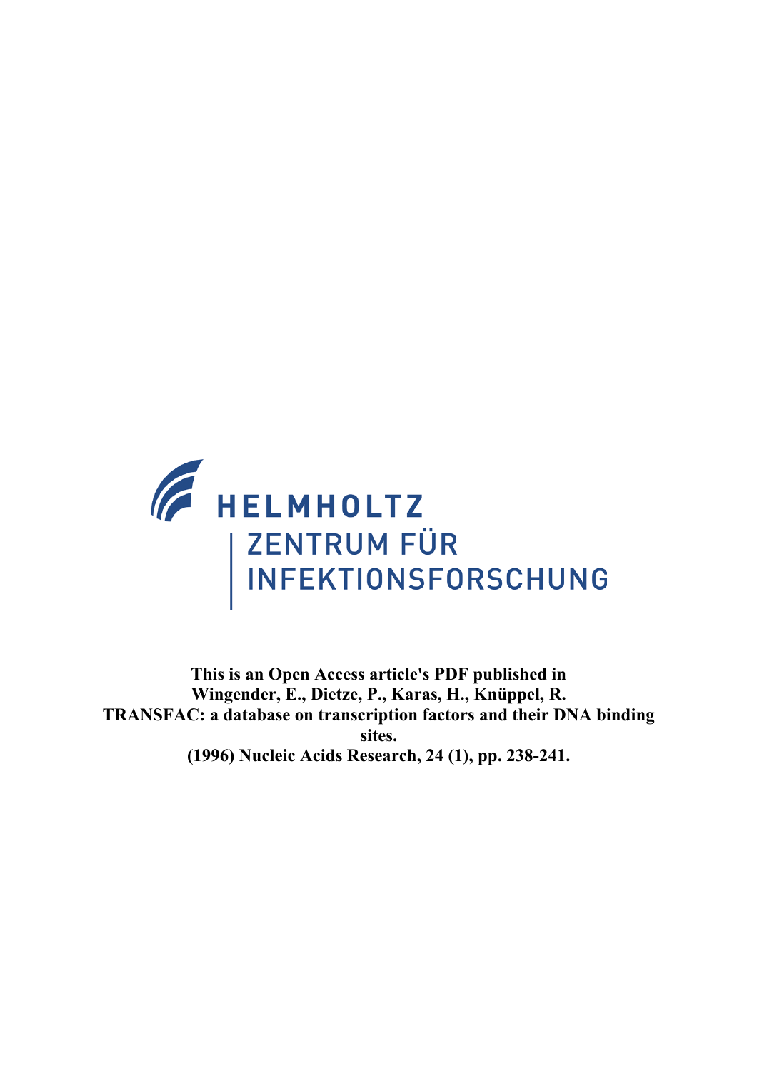HELMHOLTZ
ZENTRUM FÜR
INFEKTIONSFORSCHUNG

**This is an Open Access article's PDF published in**
**Wingender, E., Dietze, P., Karas, H., Knüppel, R.**
**TRANSFAC: a database on transcription factors and their DNA binding sites.**
**(1996) Nucleic Acids Research, 24 (1), pp. 238-241.**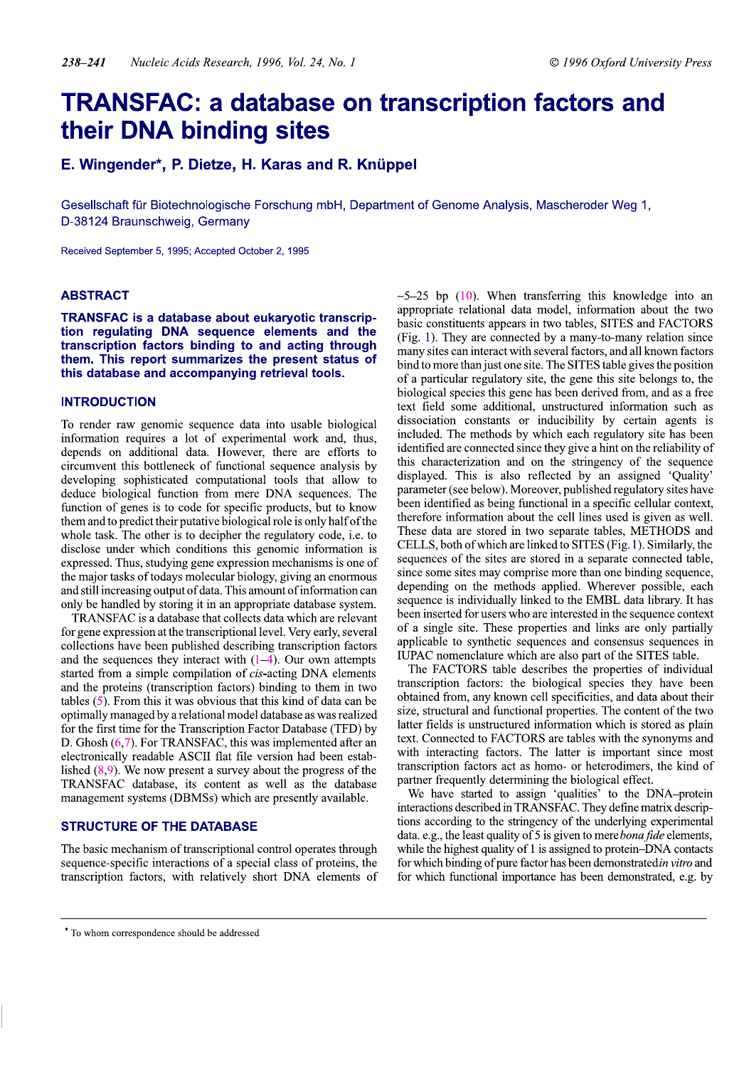# TRANSFAC: a database on transcription factors and their DNA binding sites

**E. Wingender\*, P. Dietze, H. Karas and R. Knüppel**

Gesellschaft für Biotechnologische Forschung mbH, Department of Genome Analysis, Mascheroder Weg 1, D-38124 Braunschweig, Germany

Received September 5, 1995; Accepted October 2, 1995

## ABSTRACT

**TRANSFAC is a database about eukaryotic transcription regulating DNA sequence elements and the transcription factors binding to and acting through them. This report summarizes the present status of this database and accompanying retrieval tools.**

## INTRODUCTION

To render raw genomic sequence data into usable biological information requires a lot of experimental work and, thus, depends on additional data. However, there are efforts to circumvent this bottleneck of functional sequence analysis by developing sophisticated computational tools that allow to deduce biological function from mere DNA sequences. The function of genes is to code for specific products, but to know them and to predict their putative biological role is only half of the whole task. The other is to decipher the regulatory code, i.e. to disclose under which conditions this genomic information is expressed. Thus, studying gene expression mechanisms is one of the major tasks of todays molecular biology, giving an enormous and still increasing output of data. This amount of information can only be handled by storing it in an appropriate database system.

TRANSFAC is a database that collects data which are relevant for gene expression at the transcriptional level. Very early, several collections have been published describing transcription factors and the sequences they interact with (1–4). Our own attempts started from a simple compilation of *cis*-acting DNA elements and the proteins (transcription factors) binding to them in two tables (5). From this it was obvious that this kind of data can be optimally managed by a relational model database as was realized for the first time for the Transcription Factor Database (TFD) by D. Ghosh (6,7). For TRANSFAC, this was implemented after an electronically readable ASCII flat file version had been established (8,9). We now present a survey about the progress of the TRANSFAC database, its content as well as the database management systems (DBMSs) which are presently available.

## STRUCTURE OF THE DATABASE

The basic mechanism of transcriptional control operates through sequence-specific interactions of a special class of proteins, the transcription factors, with relatively short DNA elements of ~5–25 bp (10). When transferring this knowledge into an appropriate relational data model, information about the two basic constituents appears in two tables, SITES and FACTORS (Fig. 1). They are connected by a many-to-many relation since many sites can interact with several factors, and all known factors bind to more than just one site. The SITES table gives the position of a particular regulatory site, the gene this site belongs to, the biological species this gene has been derived from, and as a free text field some additional, unstructured information such as dissociation constants or inducibility by certain agents is included. The methods by which each regulatory site has been identified are connected since they give a hint on the reliability of this characterization and on the stringency of the sequence displayed. This is also reflected by an assigned 'Quality' parameter (see below). Moreover, published regulatory sites have been identified as being functional in a specific cellular context, therefore information about the cell lines used is given as well. These data are stored in two separate tables, METHODS and CELLS, both of which are linked to SITES (Fig. 1). Similarly, the sequences of the sites are stored in a separate connected table, since some sites may comprise more than one binding sequence, depending on the methods applied. Wherever possible, each sequence is individually linked to the EMBL data library. It has been inserted for users who are interested in the sequence context of a single site. These properties and links are only partially applicable to synthetic sequences and consensus sequences in IUPAC nomenclature which are also part of the SITES table.

The FACTORS table describes the properties of individual transcription factors: the biological species they have been obtained from, any known cell specificities, and data about their size, structural and functional properties. The content of the two latter fields is unstructured information which is stored as plain text. Connected to FACTORS are tables with the synonyms and with interacting factors. The latter is important since most transcription factors act as homo- or heterodimers, the kind of partner frequently determining the biological effect.

We have started to assign 'qualities' to the DNA–protein interactions described in TRANSFAC. They define matrix descriptions according to the stringency of the underlying experimental data. e.g., the least quality of 5 is given to mere *bona fide* elements, while the highest quality of 1 is assigned to protein–DNA contacts for which binding of pure factor has been demonstrated *in vitro* and for which functional importance has been demonstrated, e.g. by

---

\* To whom correspondence should be addressed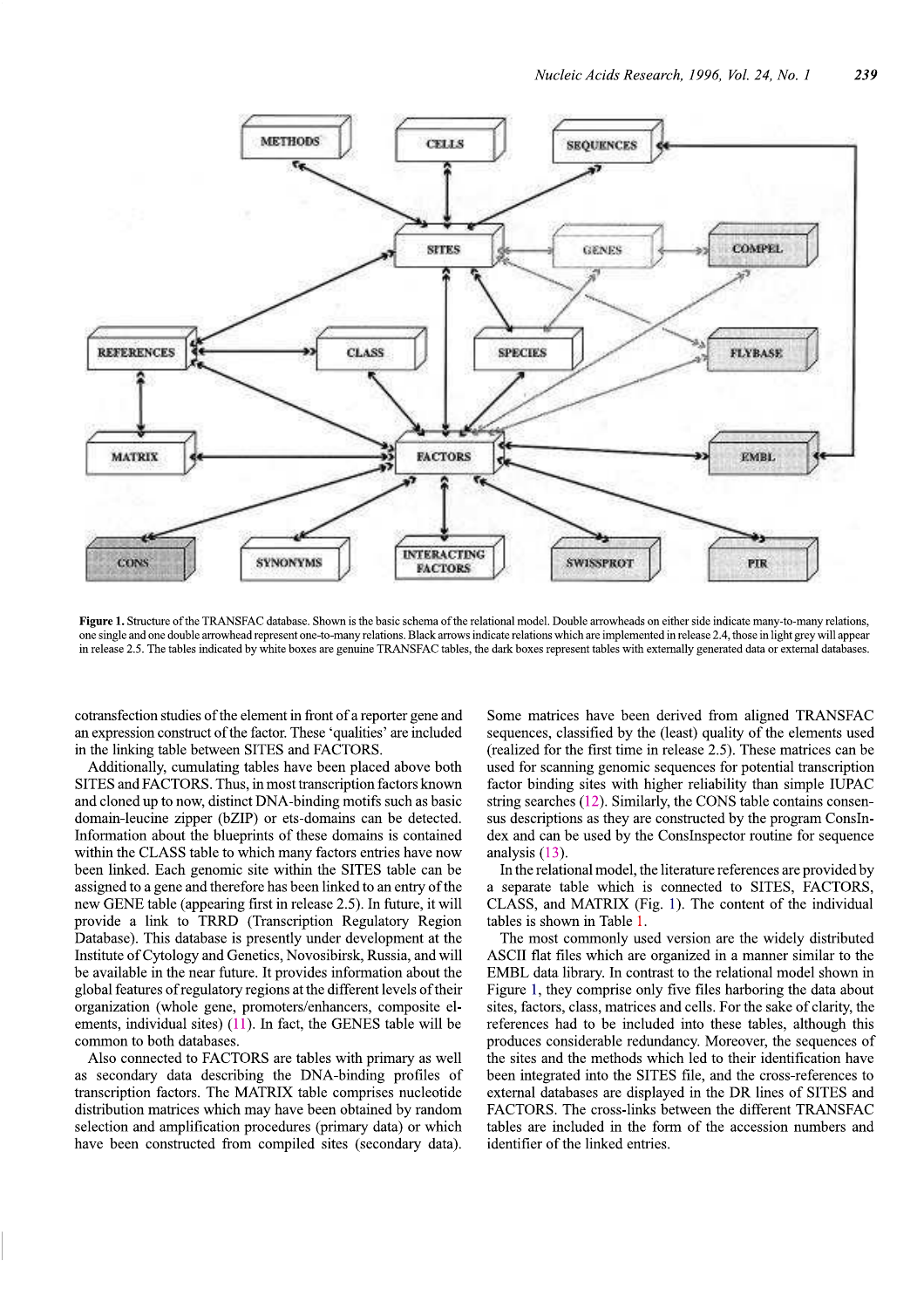**Figure 1.** Structure of the TRANSFAC database. Shown is the basic schema of the relational model. Double arrowheads on either side indicate many-to-many relations, one single and one double arrowhead represent one-to-many relations. Black arrows indicate relations which are implemented in release 2.4, those in light grey will appear in release 2.5. The tables indicated by white boxes are genuine TRANSFAC tables, the dark boxes represent tables with externally generated data or external databases.

cotransfection studies of the element in front of a reporter gene and an expression construct of the factor. These 'qualities' are included in the linking table between SITES and FACTORS.

Additionally, cumulating tables have been placed above both SITES and FACTORS. Thus, in most transcription factors known and cloned up to now, distinct DNA-binding motifs such as basic domain-leucine zipper (bZIP) or ets-domains can be detected. Information about the blueprints of these domains is contained within the CLASS table to which many factors entries have now been linked. Each genomic site within the SITES table can be assigned to a gene and therefore has been linked to an entry of the new GENE table (appearing first in release 2.5). In future, it will provide a link to TRRD (Transcription Regulatory Region Database). This database is presently under development at the Institute of Cytology and Genetics, Novosibirsk, Russia, and will be available in the near future. It provides information about the global features of regulatory regions at the different levels of their organization (whole gene, promoters/enhancers, composite elements, individual sites) (11). In fact, the GENES table will be common to both databases.

Also connected to FACTORS are tables with primary as well as secondary data describing the DNA-binding profiles of transcription factors. The MATRIX table comprises nucleotide distribution matrices which may have been obtained by random selection and amplification procedures (primary data) or which have been constructed from compiled sites (secondary data). Some matrices have been derived from aligned TRANSFAC sequences, classified by the (least) quality of the elements used (realized for the first time in release 2.5). These matrices can be used for scanning genomic sequences for potential transcription factor binding sites with higher reliability than simple IUPAC string searches (12). Similarly, the CONS table contains consensus descriptions as they are constructed by the program ConsIndex and can be used by the ConsInspector routine for sequence analysis (13).

In the relational model, the literature references are provided by a separate table which is connected to SITES, FACTORS, CLASS, and MATRIX (Fig. 1). The content of the individual tables is shown in Table 1.

The most commonly used version are the widely distributed ASCII flat files which are organized in a manner similar to the EMBL data library. In contrast to the relational model shown in Figure 1, they comprise only five files harboring the data about sites, factors, class, matrices and cells. For the sake of clarity, the references had to be included into these tables, although this produces considerable redundancy. Moreover, the sequences of the sites and the methods which led to their identification have been integrated into the SITES file, and the cross-references to external databases are displayed in the DR lines of SITES and FACTORS. The cross-links between the different TRANSFAC tables are included in the form of the accession numbers and identifier of the linked entries.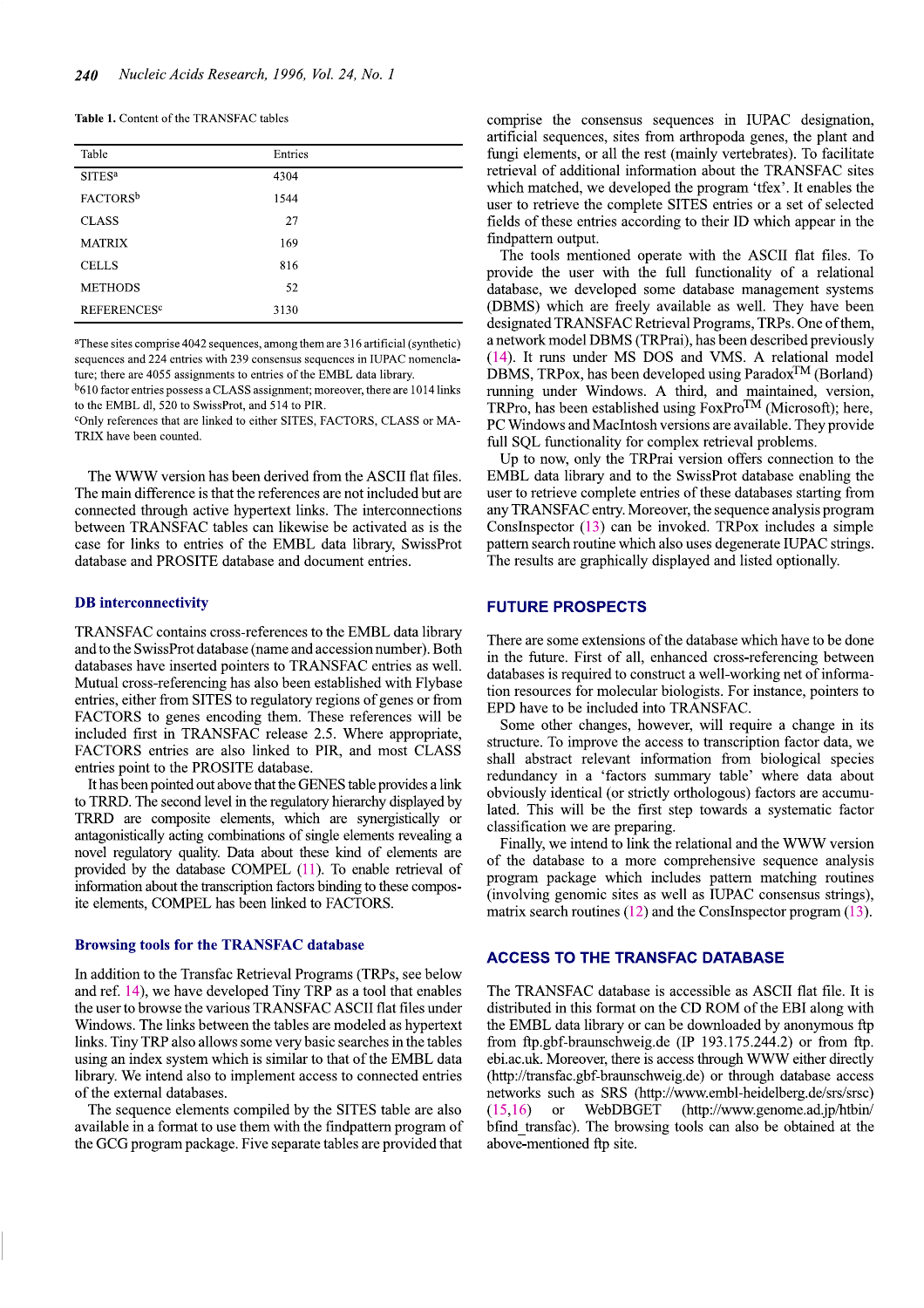**Table 1.** Content of the TRANSFAC tables

| Table | Entries |
| --- | --- |
| SITES[a] | 4304 |
| FACTORS[b] | 1544 |
| CLASS | 27 |
| MATRIX | 169 |
| CELLS | 816 |
| METHODS | 52 |
| REFERENCES[c] | 3130 |

[a]These sites comprise 4042 sequences, among them are 316 artificial (synthetic) sequences and 224 entries with 239 consensus sequences in IUPAC nomenclature; there are 4055 assignments to entries of the EMBL data library.
[b]610 factor entries possess a CLASS assignment; moreover, there are 1014 links to the EMBL dl, 520 to SwissProt, and 514 to PIR.
[c]Only references that are linked to either SITES, FACTORS, CLASS or MATRIX have been counted.

The WWW version has been derived from the ASCII flat files. The main difference is that the references are not included but are connected through active hypertext links. The interconnections between TRANSFAC tables can likewise be activated as is the case for links to entries of the EMBL data library, SwissProt database and PROSITE database and document entries.

### DB interconnectivity

TRANSFAC contains cross-references to the EMBL data library and to the SwissProt database (name and accession number). Both databases have inserted pointers to TRANSFAC entries as well. Mutual cross-referencing has also been established with Flybase entries, either from SITES to regulatory regions of genes or from FACTORS to genes encoding them. These references will be included first in TRANSFAC release 2.5. Where appropriate, FACTORS entries are also linked to PIR, and most CLASS entries point to the PROSITE database.

It has been pointed out above that the GENES table provides a link to TRRD. The second level in the regulatory hierarchy displayed by TRRD are composite elements, which are synergistically or antagonistically acting combinations of single elements revealing a novel regulatory quality. Data about these kind of elements are provided by the database COMPEL (11). To enable retrieval of information about the transcription factors binding to these composite elements, COMPEL has been linked to FACTORS.

### Browsing tools for the TRANSFAC database

In addition to the Transfac Retrieval Programs (TRPs, see below and ref. 14), we have developed Tiny TRP as a tool that enables the user to browse the various TRANSFAC ASCII flat files under Windows. The links between the tables are modeled as hypertext links. Tiny TRP also allows some very basic searches in the tables using an index system which is similar to that of the EMBL data library. We intend also to implement access to connected entries of the external databases.

The sequence elements compiled by the SITES table are also available in a format to use them with the findpattern program of the GCG program package. Five separate tables are provided that comprise the consensus sequences in IUPAC designation, artificial sequences, sites from arthropoda genes, the plant and fungi elements, or all the rest (mainly vertebrates). To facilitate retrieval of additional information about the TRANSFAC sites which matched, we developed the program 'tfex'. It enables the user to retrieve the complete SITES entries or a set of selected fields of these entries according to their ID which appear in the findpattern output.

The tools mentioned operate with the ASCII flat files. To provide the user with the full functionality of a relational database, we developed some database management systems (DBMS) which are freely available as well. They have been designated TRANSFAC Retrieval Programs, TRPs. One of them, a network model DBMS (TRPrai), has been described previously (14). It runs under MS DOS and VMS. A relational model DBMS, TRPox, has been developed using Paradox™ (Borland) running under Windows. A third, and maintained, version, TRPro, has been established using FoxPro™ (Microsoft); here, PC Windows and MacIntosh versions are available. They provide full SQL functionality for complex retrieval problems.

Up to now, only the TRPrai version offers connection to the EMBL data library and to the SwissProt database enabling the user to retrieve complete entries of these databases starting from any TRANSFAC entry. Moreover, the sequence analysis program ConsInspector (13) can be invoked. TRPox includes a simple pattern search routine which also uses degenerate IUPAC strings. The results are graphically displayed and listed optionally.

## FUTURE PROSPECTS

There are some extensions of the database which have to be done in the future. First of all, enhanced cross-referencing between databases is required to construct a well-working net of information resources for molecular biologists. For instance, pointers to EPD have to be included into TRANSFAC.

Some other changes, however, will require a change in its structure. To improve the access to transcription factor data, we shall abstract relevant information from biological species redundancy in a 'factors summary table' where data about obviously identical (or strictly orthologous) factors are accumulated. This will be the first step towards a systematic factor classification we are preparing.

Finally, we intend to link the relational and the WWW version of the database to a more comprehensive sequence analysis program package which includes pattern matching routines (involving genomic sites as well as IUPAC consensus strings), matrix search routines (12) and the ConsInspector program (13).

## ACCESS TO THE TRANSFAC DATABASE

The TRANSFAC database is accessible as ASCII flat file. It is distributed in this format on the CD ROM of the EBI along with the EMBL data library or can be downloaded by anonymous ftp from ftp.gbf-braunschweig.de (IP 193.175.244.2) or from ftp.ebi.ac.uk. Moreover, there is access through WWW either directly (http://transfac.gbf-braunschweig.de) or through database access networks such as SRS (http://www.embl-heidelberg.de/srs/srsc) (15,16) or WebDBGET (http://www.genome.ad.jp/htbin/bfind_transfac). The browsing tools can also be obtained at the above-mentioned ftp site.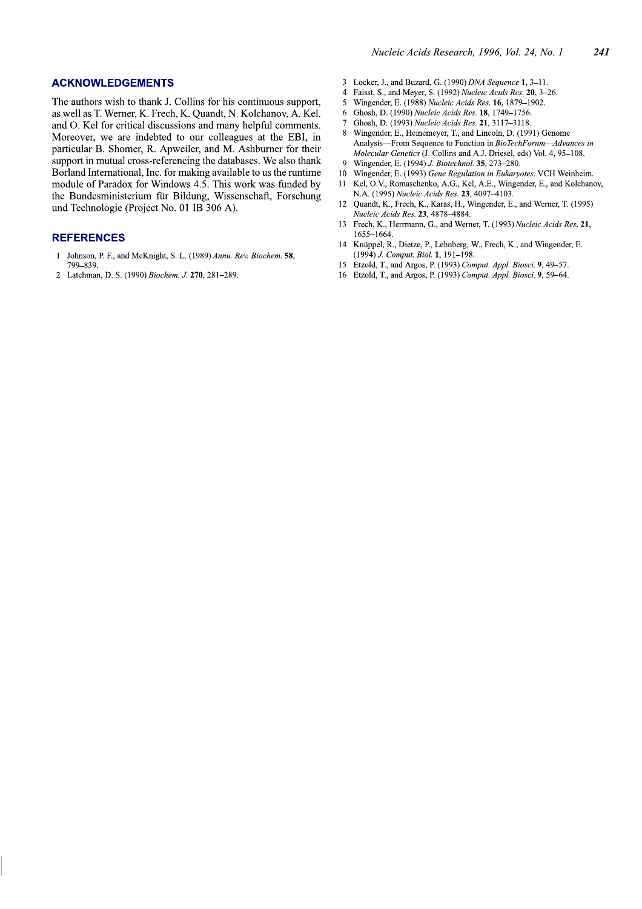## ACKNOWLEDGEMENTS

The authors wish to thank J. Collins for his continuous support, as well as T. Werner, K. Frech, K. Quandt, N. Kolchanov, A. Kel. and O. Kel for critical discussions and many helpful comments. Moreover, we are indebted to our colleagues at the EBI, in particular B. Shomer, R. Apweiler, and M. Ashburner for their support in mutual cross-referencing the databases. We also thank Borland International, Inc. for making available to us the runtime module of Paradox for Windows 4.5. This work was funded by the Bundesministerium für Bildung, Wissenschaft, Forschung und Technologie (Project No. 01 IB 306 A).

## REFERENCES

1. Johnson, P. F., and McKnight, S. L. (1989) *Annu. Rev. Biochem.* **58**, 799–839.
2. Latchman, D. S. (1990) *Biochem. J.* **270**, 281–289.
3. Locker, J., and Buzard, G. (1990) *DNA Sequence* **1**, 3–11.
4. Faisst, S., and Meyer, S. (1992) *Nucleic Acids Res.* **20**, 3–26.
5. Wingender, E. (1988) *Nucleic Acids Res.* **16**, 1879–1902.
6. Ghosh, D. (1990) *Nucleic Acids Res.* **18**, 1749–1756.
7. Ghosh, D. (1993) *Nucleic Acids Res.* **21**, 3117–3118.
8. Wingender, E., Heinemeyer, T., and Lincoln, D. (1991) Genome Analysis—From Sequence to Function in *BioTechForum—Advances in Molecular Genetics* (J. Collins and A.J. Driesel, eds) Vol. 4, 95–108.
9. Wingender, E. (1994) *J. Biotechnol.* **35**, 273–280.
10. Wingender, E. (1993) *Gene Regulation in Eukaryotes.* VCH Weinheim.
11. Kel, O.V., Romaschenko, A.G., Kel, A.E., Wingender, E., and Kolchanov, N.A. (1995) *Nucleic Acids Res.* **23**, 4097–4103.
12. Quandt, K., Frech, K., Karas, H., Wingender, E., and Werner, T. (1995) *Nucleic Acids Res.* **23**, 4878–4884.
13. Frech, K., Herrmann, G., and Werner, T. (1993) *Nucleic Acids Res.* **21**, 1655–1664.
14. Knüppel, R., Dietze, P., Lehnberg, W., Frech, K., and Wingender, E. (1994) *J. Comput. Biol.* **1**, 191–198.
15. Etzold, T., and Argos, P. (1993) *Comput. Appl. Biosci.* **9**, 49–57.
16. Etzold, T., and Argos, P. (1993) *Comput. Appl. Biosci.* **9**, 59–64.